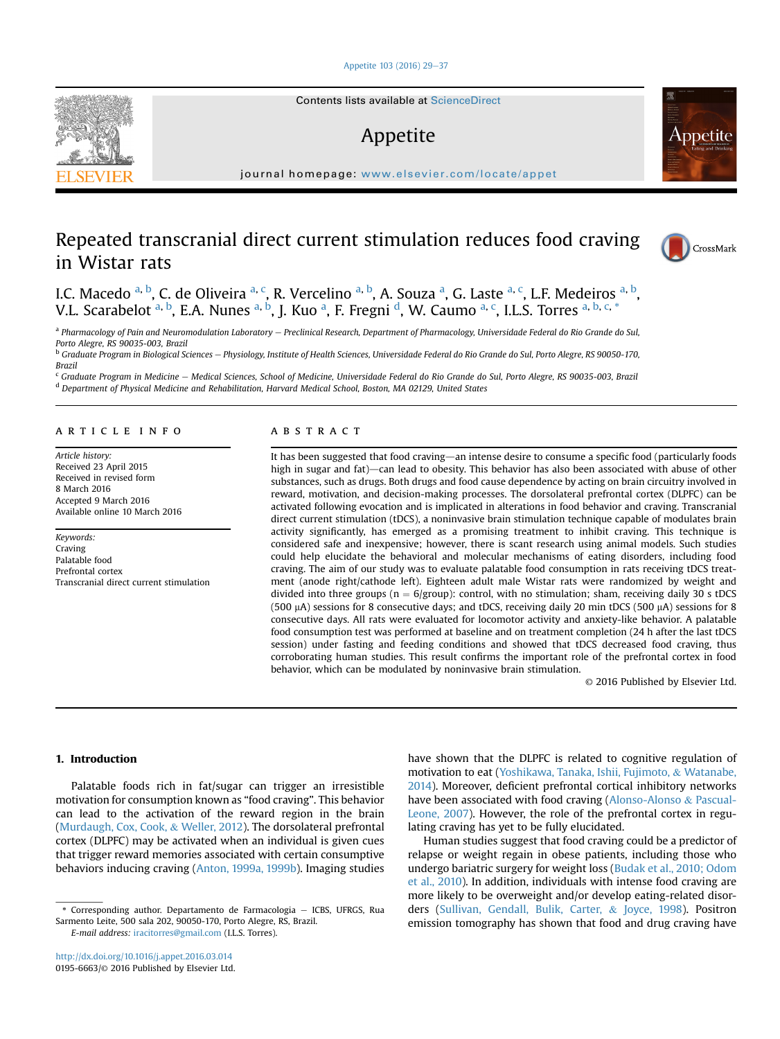# Repeated transcranial direct current stimulation reduces food craving in Wistar rats

I.C. Macedo [a, b], C. de Oliveira [a, c], R. Vercelino [a, b], A. Souza [a], G. Laste [a, c], L.F. Medeiros [a, b], V.L. Scarabelot [a, b], E.A. Nunes [a, b], J. Kuo [a], F. Fregni [d], W. Caumo [a, c], I.L.S. Torres [a, b, c, *]

[a] Pharmacology of Pain and Neuromodulation Laboratory – Preclinical Research, Department of Pharmacology, Universidade Federal do Rio Grande do Sul, Porto Alegre, RS 90035-003, Brazil

[b] Graduate Program in Biological Sciences – Physiology, Institute of Health Sciences, Universidade Federal do Rio Grande do Sul, Porto Alegre, RS 90050-170, Brazil

[c] Graduate Program in Medicine – Medical Sciences, School of Medicine, Universidade Federal do Rio Grande do Sul, Porto Alegre, RS 90035-003, Brazil

[d] Department of Physical Medicine and Rehabilitation, Harvard Medical School, Boston, MA 02129, United States

## ARTICLE INFO

*Article history:*
Received 23 April 2015
Received in revised form
8 March 2016
Accepted 9 March 2016
Available online 10 March 2016

*Keywords:*
Craving
Palatable food
Prefrontal cortex
Transcranial direct current stimulation

## ABSTRACT

It has been suggested that food craving—an intense desire to consume a specific food (particularly foods high in sugar and fat)—can lead to obesity. This behavior has also been associated with abuse of other substances, such as drugs. Both drugs and food cause dependence by acting on brain circuitry involved in reward, motivation, and decision-making processes. The dorsolateral prefrontal cortex (DLPFC) can be activated following evocation and is implicated in alterations in food behavior and craving. Transcranial direct current stimulation (tDCS), a noninvasive brain stimulation technique capable of modulates brain activity significantly, has emerged as a promising treatment to inhibit craving. This technique is considered safe and inexpensive; however, there is scant research using animal models. Such studies could help elucidate the behavioral and molecular mechanisms of eating disorders, including food craving. The aim of our study was to evaluate palatable food consumption in rats receiving tDCS treatment (anode right/cathode left). Eighteen adult male Wistar rats were randomized by weight and divided into three groups ($n = 6$/group): control, with no stimulation; sham, receiving daily 30 s tDCS (500 μA) sessions for 8 consecutive days; and tDCS, receiving daily 20 min tDCS (500 μA) sessions for 8 consecutive days. All rats were evaluated for locomotor activity and anxiety-like behavior. A palatable food consumption test was performed at baseline and on treatment completion (24 h after the last tDCS session) under fasting and feeding conditions and showed that tDCS decreased food craving, thus corroborating human studies. This result confirms the important role of the prefrontal cortex in food behavior, which can be modulated by noninvasive brain stimulation.

© 2016 Published by Elsevier Ltd.

## 1. Introduction

Palatable foods rich in fat/sugar can trigger an irresistible motivation for consumption known as "food craving". This behavior can lead to the activation of the reward region in the brain (Murdaugh, Cox, Cook, & Weller, 2012). The dorsolateral prefrontal cortex (DLPFC) may be activated when an individual is given cues that trigger reward memories associated with certain consumptive behaviors inducing craving (Anton, 1999a, 1999b). Imaging studies have shown that the DLPFC is related to cognitive regulation of motivation to eat (Yoshikawa, Tanaka, Ishii, Fujimoto, & Watanabe, 2014). Moreover, deficient prefrontal cortical inhibitory networks have been associated with food craving (Alonso-Alonso & Pascual-Leone, 2007). However, the role of the prefrontal cortex in regulating craving has yet to be fully elucidated.

Human studies suggest that food craving could be a predictor of relapse or weight regain in obese patients, including those who undergo bariatric surgery for weight loss (Budak et al., 2010; Odom et al., 2010). In addition, individuals with intense food craving are more likely to be overweight and/or develop eating-related disorders (Sullivan, Gendall, Bulik, Carter, & Joyce, 1998). Positron emission tomography has shown that food and drug craving have

\* Corresponding author. Departamento de Farmacologia – ICBS, UFRGS, Rua Sarmento Leite, 500 sala 202, 90050-170, Porto Alegre, RS, Brazil.
E-mail address: iracitorres@gmail.com (I.L.S. Torres).

http://dx.doi.org/10.1016/j.appet.2016.03.014
0195-6663/© 2016 Published by Elsevier Ltd.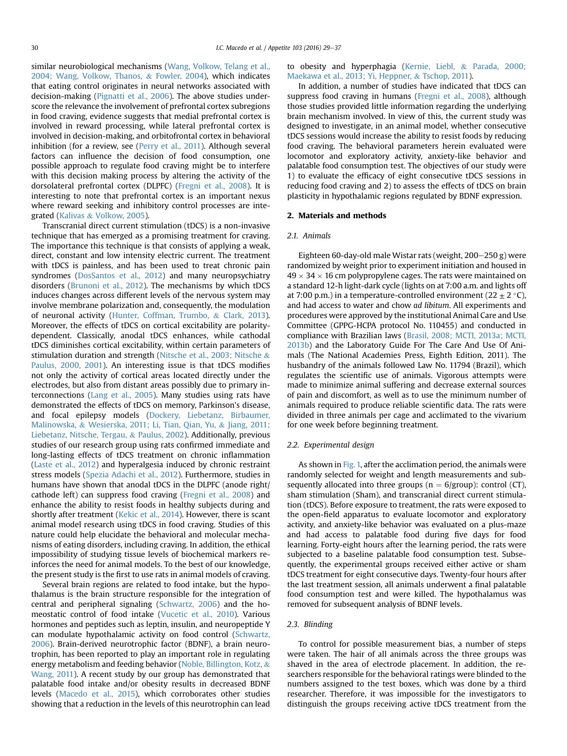similar neurobiological mechanisms (Wang, Volkow, Telang et al., 2004; Wang, Volkow, Thanos, & Fowler, 2004), which indicates that eating control originates in neural networks associated with decision-making (Pignatti et al., 2006). The above studies underscore the relevance the involvement of prefrontal cortex subregions in food craving, evidence suggests that medial prefrontal cortex is involved in reward processing, while lateral prefrontal cortex is involved in decision-making, and orbitofrontal cortex in behavioral inhibition (for a review, see (Perry et al., 2011). Although several factors can influence the decision of food consumption, one possible approach to regulate food craving might be to interfere with this decision making process by altering the activity of the dorsolateral prefrontal cortex (DLPFC) (Fregni et al., 2008). It is interesting to note that prefrontal cortex is an important nexus where reward seeking and inhibitory control processes are integrated (Kalivas & Volkow, 2005).

Transcranial direct current stimulation (tDCS) is a non-invasive technique that has emerged as a promising treatment for craving. The importance this technique is that consists of applying a weak, direct, constant and low intensity electric current. The treatment with tDCS is painless, and has been used to treat chronic pain syndromes (DosSantos et al., 2012) and many neuropsychiatry disorders (Brunoni et al., 2012). The mechanisms by which tDCS induces changes across different levels of the nervous system may involve membrane polarization and, consequently, the modulation of neuronal activity (Hunter, Coffman, Trumbo, & Clark, 2013). Moreover, the effects of tDCS on cortical excitability are polarity-dependent. Classically, anodal tDCS enhances, while cathodal tDCS diminishes cortical excitability, within certain parameters of stimulation duration and strength (Nitsche et al., 2003; Nitsche & Paulus, 2000, 2001). An interesting issue is that tDCS modifies not only the activity of cortical areas located directly under the electrodes, but also from distant areas possibly due to primary interconnections (Lang et al., 2005). Many studies using rats have demonstrated the effects of tDCS on memory, Parkinson's disease, and focal epilepsy models (Dockery, Liebetanz, Birbaumer, Malinowska, & Wesierska, 2011; Li, Tian, Qian, Yu, & Jiang, 2011; Liebetanz, Nitsche, Tergau, & Paulus, 2002). Additionally, previous studies of our research group using rats confirmed immediate and long-lasting effects of tDCS treatment on chronic inflammation (Laste et al., 2012) and hyperalgesia induced by chronic restraint stress models (Spezia Adachi et al., 2012). Furthermore, studies in humans have shown that anodal tDCS in the DLPFC (anode right/cathode left) can suppress food craving (Fregni et al., 2008) and enhance the ability to resist foods in healthy subjects during and shortly after treatment (Kekic et al., 2014). However, there is scant animal model research using tDCS in food craving. Studies of this nature could help elucidate the behavioral and molecular mechanisms of eating disorders, including craving. In addition, the ethical impossibility of studying tissue levels of biochemical markers reinforces the need for animal models. To the best of our knowledge, the present study is the first to use rats in animal models of craving.

Several brain regions are related to food intake, but the hypothalamus is the brain structure responsible for the integration of central and peripheral signaling (Schwartz, 2006) and the homeostatic control of food intake (Vucetic et al., 2010). Various hormones and peptides such as leptin, insulin, and neuropeptide Y can modulate hypothalamic activity on food control (Schwartz, 2006). Brain-derived neurotrophic factor (BDNF), a brain neurotrophin, has been reported to play an important role in regulating energy metabolism and feeding behavior (Noble, Billington, Kotz, & Wang, 2011). A recent study by our group has demonstrated that palatable food intake and/or obesity results in decreased BDNF levels (Macedo et al., 2015), which corroborates other studies showing that a reduction in the levels of this neurotrophin can lead to obesity and hyperphagia (Kernie, Liebl, & Parada, 2000; Maekawa et al., 2013; Yi, Heppner, & Tschop, 2011).

In addition, a number of studies have indicated that tDCS can suppress food craving in humans (Fregni et al., 2008), although those studies provided little information regarding the underlying brain mechanism involved. In view of this, the current study was designed to investigate, in an animal model, whether consecutive tDCS sessions would increase the ability to resist foods by reducing food craving. The behavioral parameters herein evaluated were locomotor and exploratory activity, anxiety-like behavior and palatable food consumption test. The objectives of our study were 1) to evaluate the efficacy of eight consecutive tDCS sessions in reducing food craving and 2) to assess the effects of tDCS on brain plasticity in hypothalamic regions regulated by BDNF expression.

## 2. Materials and methods

### 2.1. Animals

Eighteen 60-day-old male Wistar rats (weight, 200–250 g) were randomized by weight prior to experiment initiation and housed in $49 \times 34 \times 16$ cm polypropylene cages. The rats were maintained on a standard 12-h light-dark cycle (lights on at 7:00 a.m. and lights off at 7:00 p.m.) in a temperature-controlled environment ($22 \pm 2$ °C), and had access to water and chow *ad libitum*. All experiments and procedures were approved by the institutional Animal Care and Use Committee (GPPG-HCPA protocol No. 110455) and conducted in compliance with Brazilian laws (Brasil, 2008; MCTI, 2013a; MCTI, 2013b) and the Laboratory Guide For The Care And Use Of Animals (The National Academies Press, Eighth Edition, 2011). The husbandry of the animals followed Law No. 11794 (Brazil), which regulates the scientific use of animals. Vigorous attempts were made to minimize animal suffering and decrease external sources of pain and discomfort, as well as to use the minimum number of animals required to produce reliable scientific data. The rats were divided in three animals per cage and acclimated to the vivarium for one week before beginning treatment.

### 2.2. Experimental design

As shown in Fig. 1, after the acclimation period, the animals were randomly selected for weight and length measurements and subsequently allocated into three groups ($n = 6$/group): control (CT), sham stimulation (Sham), and transcranial direct current stimulation (tDCS). Before exposure to treatment, the rats were exposed to the open-field apparatus to evaluate locomotor and exploratory activity, and anxiety-like behavior was evaluated on a plus-maze and had access to palatable food during five days for food learning. Forty-eight hours after the learning period, the rats were subjected to a baseline palatable food consumption test. Subsequently, the experimental groups received either active or sham tDCS treatment for eight consecutive days. Twenty-four hours after the last treatment session, all animals underwent a final palatable food consumption test and were killed. The hypothalamus was removed for subsequent analysis of BDNF levels.

### 2.3. Blinding

To control for possible measurement bias, a number of steps were taken. The hair of all animals across the three groups was shaved in the area of electrode placement. In addition, the researchers responsible for the behavioral ratings were blinded to the numbers assigned to the test boxes, which was done by a third researcher. Therefore, it was impossible for the investigators to distinguish the groups receiving active tDCS treatment from the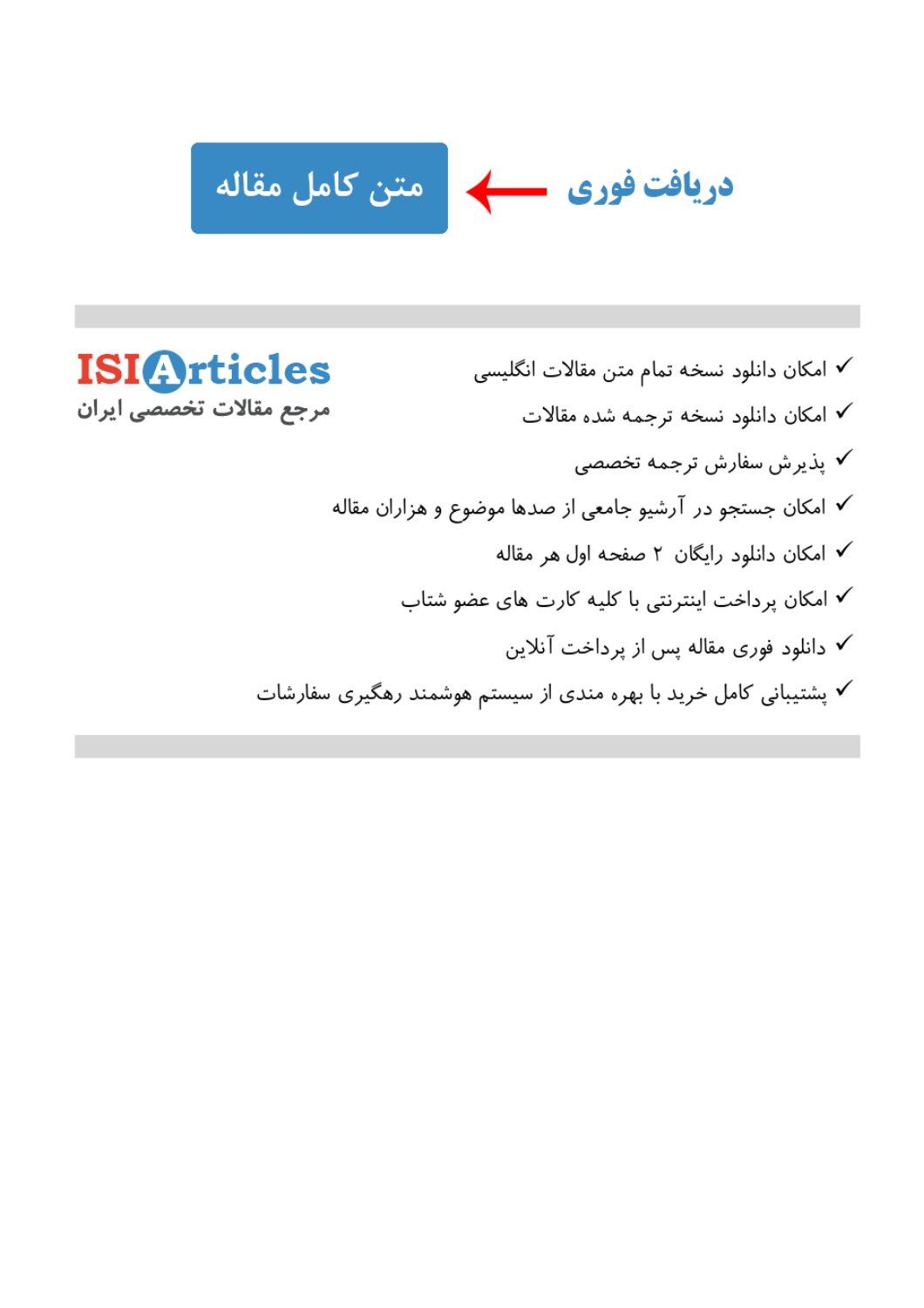دریافت فوری ← متن کامل مقاله

**ISIArticles**
مرجع مقالات تخصصی ایران

- ✓ امکان دانلود نسخه تمام متن مقالات انگلیسی
- ✓ امکان دانلود نسخه ترجمه شده مقالات
- ✓ پذیرش سفارش ترجمه تخصصی
- ✓ امکان جستجو در آرشیو جامعی از صدها موضوع و هزاران مقاله
- ✓ امکان دانلود رایگان ۲ صفحه اول هر مقاله
- ✓ امکان پرداخت اینترنتی با کلیه کارت های عضو شتاب
- ✓ دانلود فوری مقاله پس از پرداخت آنلاین
- ✓ پشتیبانی کامل خرید با بهره مندی از سیستم هوشمند رهگیری سفارشات